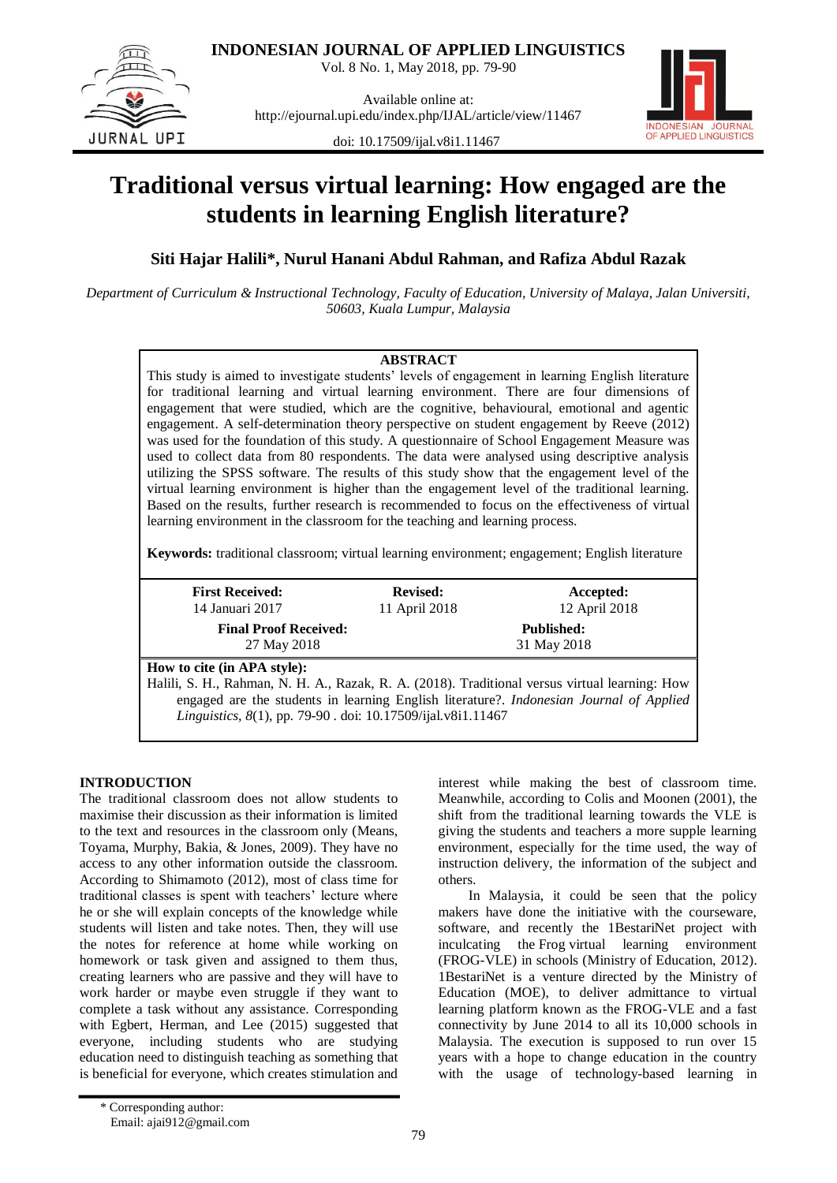# Traditional versus virtual learning: How engaged are the students in learning English literature?

**Siti Hajar Halili*, Nurul Hanani Abdul Rahman, and Rafiza Abdul Razak**

*Department of Curriculum & Instructional Technology, Faculty of Education, University of Malaya, Jalan Universiti, 50603, Kuala Lumpur, Malaysia*

**ABSTRACT**

This study is aimed to investigate students' levels of engagement in learning English literature for traditional learning and virtual learning environment. There are four dimensions of engagement that were studied, which are the cognitive, behavioural, emotional and agentic engagement. A self-determination theory perspective on student engagement by Reeve (2012) was used for the foundation of this study. A questionnaire of School Engagement Measure was used to collect data from 80 respondents. The data were analysed using descriptive analysis utilizing the SPSS software. The results of this study show that the engagement level of the virtual learning environment is higher than the engagement level of the traditional learning. Based on the results, further research is recommended to focus on the effectiveness of virtual learning environment in the classroom for the teaching and learning process.

**Keywords:** traditional classroom; virtual learning environment; engagement; English literature

| **First Received:** 14 Januari 2017 | **Revised:** 11 April 2018 | **Accepted:** 12 April 2018 |
|---|---|---|
| **Final Proof Received:** 27 May 2018 | | **Published:** 31 May 2018 |

**How to cite (in APA style):**

Halili, S. H., Rahman, N. H. A., Razak, R. A. (2018). Traditional versus virtual learning: How engaged are the students in learning English literature?. *Indonesian Journal of Applied Linguistics, 8*(1), pp. 79-90 . doi: 10.17509/ijal.v8i1.11467

## INTRODUCTION

The traditional classroom does not allow students to maximise their discussion as their information is limited to the text and resources in the classroom only (Means, Toyama, Murphy, Bakia, & Jones, 2009). They have no access to any other information outside the classroom. According to Shimamoto (2012), most of class time for traditional classes is spent with teachers' lecture where he or she will explain concepts of the knowledge while students will listen and take notes. Then, they will use the notes for reference at home while working on homework or task given and assigned to them thus, creating learners who are passive and they will have to work harder or maybe even struggle if they want to complete a task without any assistance. Corresponding with Egbert, Herman, and Lee (2015) suggested that everyone, including students who are studying education need to distinguish teaching as something that is beneficial for everyone, which creates stimulation and interest while making the best of classroom time. Meanwhile, according to Colis and Moonen (2001), the shift from the traditional learning towards the VLE is giving the students and teachers a more supple learning environment, especially for the time used, the way of instruction delivery, the information of the subject and others.

In Malaysia, it could be seen that the policy makers have done the initiative with the courseware, software, and recently the 1BestariNet project with inculcating the Frog virtual learning environment (FROG-VLE) in schools (Ministry of Education, 2012). 1BestariNet is a venture directed by the Ministry of Education (MOE), to deliver admittance to virtual learning platform known as the FROG-VLE and a fast connectivity by June 2014 to all its 10,000 schools in Malaysia. The execution is supposed to run over 15 years with a hope to change education in the country with the usage of technology-based learning in

\* Corresponding author:
Email: ajai912@gmail.com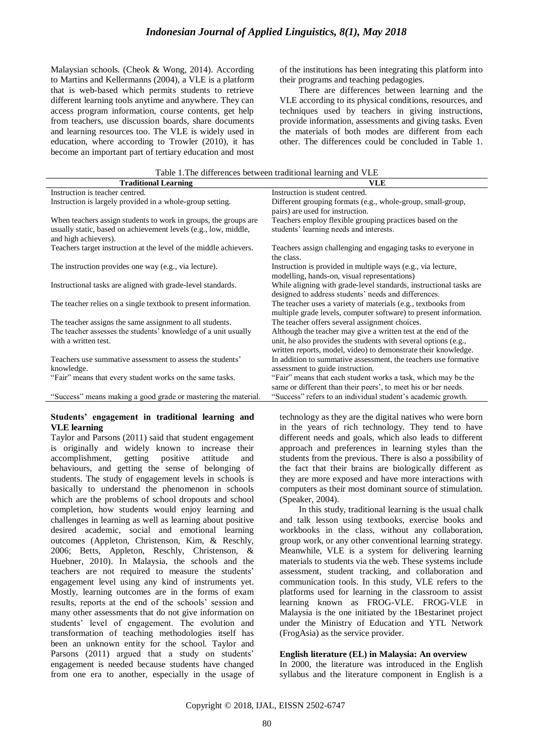Malaysian schools. (Cheok & Wong, 2014). According to Martins and Kellermanns (2004), a VLE is a platform that is web-based which permits students to retrieve different learning tools anytime and anywhere. They can access program information, course contents, get help from teachers, use discussion boards, share documents and learning resources too. The VLE is widely used in education, where according to Trowler (2010), it has become an important part of tertiary education and most of the institutions has been integrating this platform into their programs and teaching pedagogies.

There are differences between learning and the VLE according to its physical conditions, resources, and techniques used by teachers in giving instructions, provide information, assessments and giving tasks. Even the materials of both modes are different from each other. The differences could be concluded in Table 1.

Table 1.The differences between traditional learning and VLE

| Traditional Learning | VLE |
|---|---|
| Instruction is teacher centred. | Instruction is student centred. |
| Instruction is largely provided in a whole-group setting. | Different grouping formats (e.g., whole-group, small-group, pairs) are used for instruction. |
| When teachers assign students to work in groups, the groups are usually static, based on achievement levels (e.g., low, middle, and high achievers). | Teachers employ flexible grouping practices based on the students' learning needs and interests. |
| Teachers target instruction at the level of the middle achievers. | Teachers assign challenging and engaging tasks to everyone in the class. |
| The instruction provides one way (e.g., via lecture). | Instruction is provided in multiple ways (e.g., via lecture, modelling, hands-on, visual representations) |
| Instructional tasks are aligned with grade-level standards. | While aligning with grade-level standards, instructional tasks are designed to address students' needs and differences. |
| The teacher relies on a single textbook to present information. | The teacher uses a variety of materials (e.g., textbooks from multiple grade levels, computer software) to present information. |
| The teacher assigns the same assignment to all students. | The teacher offers several assignment choices. |
| The teacher assesses the students' knowledge of a unit usually with a written test. | Although the teacher may give a written test at the end of the unit, he also provides the students with several options (e.g., written reports, model, video) to demonstrate their knowledge. |
| Teachers use summative assessment to assess the students' knowledge. | In addition to summative assessment, the teachers use formative assessment to guide instruction. |
| "Fair" means that every student works on the same tasks. | "Fair" means that each student works a task, which may be the same or different than their peers', to meet his or her needs. |
| "Success" means making a good grade or mastering the material. | "Success" refers to an individual student's academic growth. |

**Students' engagement in traditional learning and VLE learning**

Taylor and Parsons (2011) said that student engagement is originally and widely known to increase their accomplishment, getting positive attitude and behaviours, and getting the sense of belonging of students. The study of engagement levels in schools is basically to understand the phenomenon in schools which are the problems of school dropouts and school completion, how students would enjoy learning and challenges in learning as well as learning about positive desired academic, social and emotional learning outcomes (Appleton, Christenson, Kim, & Reschly, 2006; Betts, Appleton, Reschly, Christenson, & Huebner, 2010). In Malaysia, the schools and the teachers are not required to measure the students' engagement level using any kind of instruments yet. Mostly, learning outcomes are in the forms of exam results, reports at the end of the schools' session and many other assessments that do not give information on students' level of engagement. The evolution and transformation of teaching methodologies itself has been an unknown entity for the school. Taylor and Parsons (2011) argued that a study on students' engagement is needed because students have changed from one era to another, especially in the usage of technology as they are the digital natives who were born in the years of rich technology. They tend to have different needs and goals, which also leads to different approach and preferences in learning styles than the students from the previous. There is also a possibility of the fact that their brains are biologically different as they are more exposed and have more interactions with computers as their most dominant source of stimulation. (Speaker, 2004).

In this study, traditional learning is the usual chalk and talk lesson using textbooks, exercise books and workbooks in the class, without any collaboration, group work, or any other conventional learning strategy. Meanwhile, VLE is a system for delivering learning materials to students via the web. These systems include assessment, student tracking, and collaboration and communication tools. In this study, VLE refers to the platforms used for learning in the classroom to assist learning known as FROG-VLE. FROG-VLE in Malaysia is the one initiated by the 1Bestarinet project under the Ministry of Education and YTL Network (FrogAsia) as the service provider.

**English literature (EL) in Malaysia: An overview**

In 2000, the literature was introduced in the English syllabus and the literature component in English is a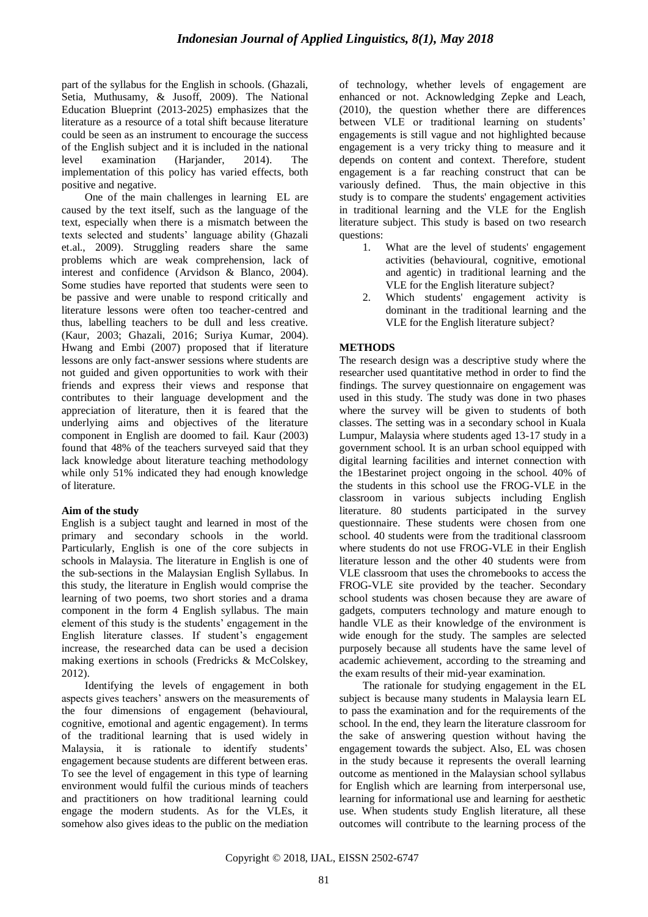part of the syllabus for the English in schools. (Ghazali, Setia, Muthusamy, & Jusoff, 2009). The National Education Blueprint (2013-2025) emphasizes that the literature as a resource of a total shift because literature could be seen as an instrument to encourage the success of the English subject and it is included in the national level examination (Harjander, 2014). The implementation of this policy has varied effects, both positive and negative.

One of the main challenges in learning EL are caused by the text itself, such as the language of the text, especially when there is a mismatch between the texts selected and students' language ability (Ghazali et.al., 2009). Struggling readers share the same problems which are weak comprehension, lack of interest and confidence (Arvidson & Blanco, 2004). Some studies have reported that students were seen to be passive and were unable to respond critically and literature lessons were often too teacher-centred and thus, labelling teachers to be dull and less creative. (Kaur, 2003; Ghazali, 2016; Suriya Kumar, 2004). Hwang and Embi (2007) proposed that if literature lessons are only fact-answer sessions where students are not guided and given opportunities to work with their friends and express their views and response that contributes to their language development and the appreciation of literature, then it is feared that the underlying aims and objectives of the literature component in English are doomed to fail. Kaur (2003) found that 48% of the teachers surveyed said that they lack knowledge about literature teaching methodology while only 51% indicated they had enough knowledge of literature.

**Aim of the study**

English is a subject taught and learned in most of the primary and secondary schools in the world. Particularly, English is one of the core subjects in schools in Malaysia. The literature in English is one of the sub-sections in the Malaysian English Syllabus. In this study, the literature in English would comprise the learning of two poems, two short stories and a drama component in the form 4 English syllabus. The main element of this study is the students' engagement in the English literature classes. If student's engagement increase, the researched data can be used a decision making exertions in schools (Fredricks & McColskey, 2012).

Identifying the levels of engagement in both aspects gives teachers' answers on the measurements of the four dimensions of engagement (behavioural, cognitive, emotional and agentic engagement). In terms of the traditional learning that is used widely in Malaysia, it is rationale to identify students' engagement because students are different between eras. To see the level of engagement in this type of learning environment would fulfil the curious minds of teachers and practitioners on how traditional learning could engage the modern students. As for the VLEs, it somehow also gives ideas to the public on the mediation of technology, whether levels of engagement are enhanced or not. Acknowledging Zepke and Leach, (2010), the question whether there are differences between VLE or traditional learning on students' engagements is still vague and not highlighted because engagement is a very tricky thing to measure and it depends on content and context. Therefore, student engagement is a far reaching construct that can be variously defined. Thus, the main objective in this study is to compare the students' engagement activities in traditional learning and the VLE for the English literature subject. This study is based on two research questions:

1. What are the level of students' engagement activities (behavioural, cognitive, emotional and agentic) in traditional learning and the VLE for the English literature subject?
2. Which students' engagement activity is dominant in the traditional learning and the VLE for the English literature subject?

**METHODS**

The research design was a descriptive study where the researcher used quantitative method in order to find the findings. The survey questionnaire on engagement was used in this study. The study was done in two phases where the survey will be given to students of both classes. The setting was in a secondary school in Kuala Lumpur, Malaysia where students aged 13-17 study in a government school. It is an urban school equipped with digital learning facilities and internet connection with the 1Bestarinet project ongoing in the school. 40% of the students in this school use the FROG-VLE in the classroom in various subjects including English literature. 80 students participated in the survey questionnaire. These students were chosen from one school. 40 students were from the traditional classroom where students do not use FROG-VLE in their English literature lesson and the other 40 students were from VLE classroom that uses the chromebooks to access the FROG-VLE site provided by the teacher. Secondary school students was chosen because they are aware of gadgets, computers technology and mature enough to handle VLE as their knowledge of the environment is wide enough for the study. The samples are selected purposely because all students have the same level of academic achievement, according to the streaming and the exam results of their mid-year examination.

The rationale for studying engagement in the EL subject is because many students in Malaysia learn EL to pass the examination and for the requirements of the school. In the end, they learn the literature classroom for the sake of answering question without having the engagement towards the subject. Also, EL was chosen in the study because it represents the overall learning outcome as mentioned in the Malaysian school syllabus for English which are learning from interpersonal use, learning for informational use and learning for aesthetic use. When students study English literature, all these outcomes will contribute to the learning process of the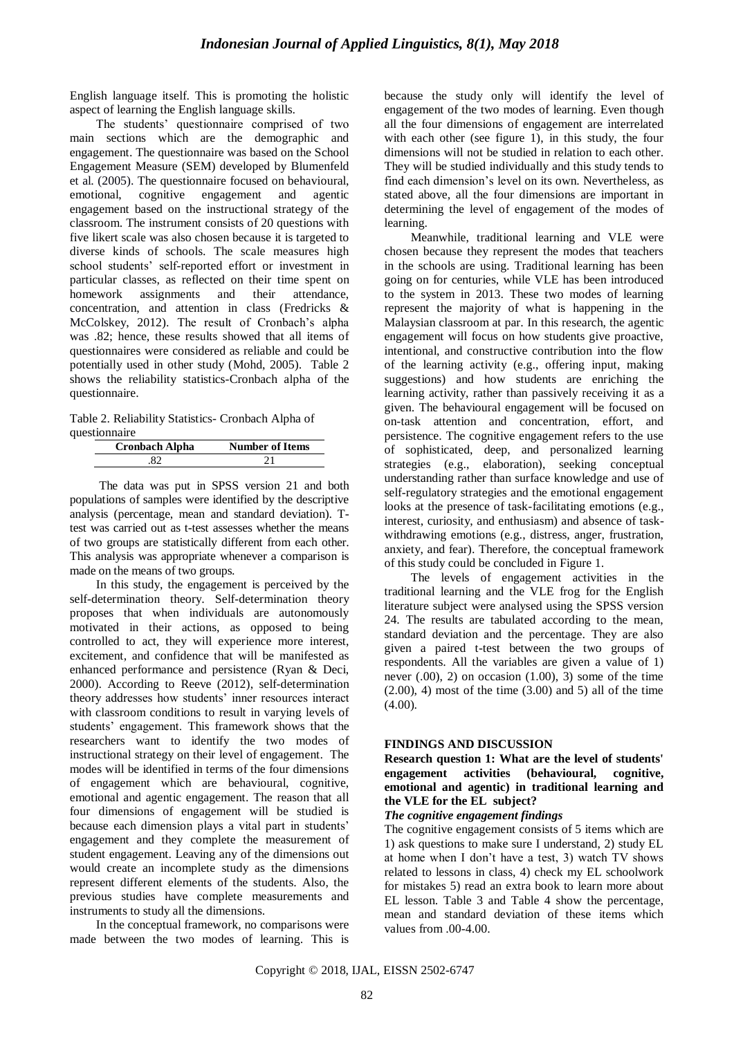English language itself. This is promoting the holistic aspect of learning the English language skills.

The students' questionnaire comprised of two main sections which are the demographic and engagement. The questionnaire was based on the School Engagement Measure (SEM) developed by Blumenfeld et al. (2005). The questionnaire focused on behavioural, emotional, cognitive engagement and agentic engagement based on the instructional strategy of the classroom. The instrument consists of 20 questions with five likert scale was also chosen because it is targeted to diverse kinds of schools. The scale measures high school students' self-reported effort or investment in particular classes, as reflected on their time spent on homework assignments and their attendance, concentration, and attention in class (Fredricks & McColskey, 2012). The result of Cronbach's alpha was .82; hence, these results showed that all items of questionnaires were considered as reliable and could be potentially used in other study (Mohd, 2005). Table 2 shows the reliability statistics-Cronbach alpha of the questionnaire.

Table 2. Reliability Statistics- Cronbach Alpha of questionnaire

| Cronbach Alpha | Number of Items |
|---|---|
| .82 | 21 |

The data was put in SPSS version 21 and both populations of samples were identified by the descriptive analysis (percentage, mean and standard deviation). T-test was carried out as t-test assesses whether the means of two groups are statistically different from each other. This analysis was appropriate whenever a comparison is made on the means of two groups.

In this study, the engagement is perceived by the self-determination theory. Self-determination theory proposes that when individuals are autonomously motivated in their actions, as opposed to being controlled to act, they will experience more interest, excitement, and confidence that will be manifested as enhanced performance and persistence (Ryan & Deci, 2000). According to Reeve (2012), self-determination theory addresses how students' inner resources interact with classroom conditions to result in varying levels of students' engagement. This framework shows that the researchers want to identify the two modes of instructional strategy on their level of engagement. The modes will be identified in terms of the four dimensions of engagement which are behavioural, cognitive, emotional and agentic engagement. The reason that all four dimensions of engagement will be studied is because each dimension plays a vital part in students' engagement and they complete the measurement of student engagement. Leaving any of the dimensions out would create an incomplete study as the dimensions represent different elements of the students. Also, the previous studies have complete measurements and instruments to study all the dimensions.

In the conceptual framework, no comparisons were made between the two modes of learning. This is because the study only will identify the level of engagement of the two modes of learning. Even though all the four dimensions of engagement are interrelated with each other (see figure 1), in this study, the four dimensions will not be studied in relation to each other. They will be studied individually and this study tends to find each dimension's level on its own. Nevertheless, as stated above, all the four dimensions are important in determining the level of engagement of the modes of learning.

Meanwhile, traditional learning and VLE were chosen because they represent the modes that teachers in the schools are using. Traditional learning has been going on for centuries, while VLE has been introduced to the system in 2013. These two modes of learning represent the majority of what is happening in the Malaysian classroom at par. In this research, the agentic engagement will focus on how students give proactive, intentional, and constructive contribution into the flow of the learning activity (e.g., offering input, making suggestions) and how students are enriching the learning activity, rather than passively receiving it as a given. The behavioural engagement will be focused on on-task attention and concentration, effort, and persistence. The cognitive engagement refers to the use of sophisticated, deep, and personalized learning strategies (e.g., elaboration), seeking conceptual understanding rather than surface knowledge and use of self-regulatory strategies and the emotional engagement looks at the presence of task-facilitating emotions (e.g., interest, curiosity, and enthusiasm) and absence of task-withdrawing emotions (e.g., distress, anger, frustration, anxiety, and fear). Therefore, the conceptual framework of this study could be concluded in Figure 1.

The levels of engagement activities in the traditional learning and the VLE frog for the English literature subject were analysed using the SPSS version 24. The results are tabulated according to the mean, standard deviation and the percentage. They are also given a paired t-test between the two groups of respondents. All the variables are given a value of 1) never (.00), 2) on occasion (1.00), 3) some of the time (2.00), 4) most of the time (3.00) and 5) all of the time (4.00).

## FINDINGS AND DISCUSSION

### Research question 1: What are the level of students' engagement activities (behavioural, cognitive, emotional and agentic) in traditional learning and the VLE for the EL subject?

#### *The cognitive engagement findings*

The cognitive engagement consists of 5 items which are 1) ask questions to make sure I understand, 2) study EL at home when I don't have a test, 3) watch TV shows related to lessons in class, 4) check my EL schoolwork for mistakes 5) read an extra book to learn more about EL lesson. Table 3 and Table 4 show the percentage, mean and standard deviation of these items which values from .00-4.00.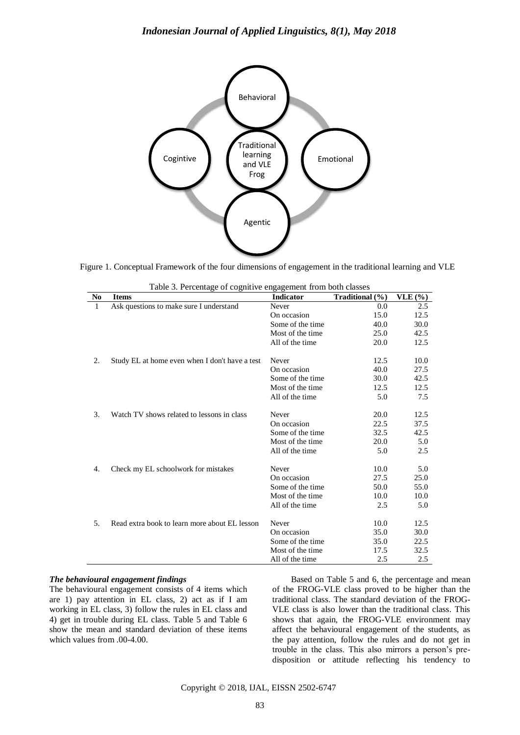Behavioral

Cogintive

Traditional learning and VLE Frog

Emotional

Agentic

Figure 1. Conceptual Framework of the four dimensions of engagement in the traditional learning and VLE

Table 3. Percentage of cognitive engagement from both classes

| No | Items | Indicator | Traditional (%) | VLE (%) |
|---|---|---|---|---|
| 1 | Ask questions to make sure I understand | Never | 0.0 | 2.5 |
| | | On occasion | 15.0 | 12.5 |
| | | Some of the time | 40.0 | 30.0 |
| | | Most of the time | 25.0 | 42.5 |
| | | All of the time | 20.0 | 12.5 |
| 2. | Study EL at home even when I don't have a test | Never | 12.5 | 10.0 |
| | | On occasion | 40.0 | 27.5 |
| | | Some of the time | 30.0 | 42.5 |
| | | Most of the time | 12.5 | 12.5 |
| | | All of the time | 5.0 | 7.5 |
| 3. | Watch TV shows related to lessons in class | Never | 20.0 | 12.5 |
| | | On occasion | 22.5 | 37.5 |
| | | Some of the time | 32.5 | 42.5 |
| | | Most of the time | 20.0 | 5.0 |
| | | All of the time | 5.0 | 2.5 |
| 4. | Check my EL schoolwork for mistakes | Never | 10.0 | 5.0 |
| | | On occasion | 27.5 | 25.0 |
| | | Some of the time | 50.0 | 55.0 |
| | | Most of the time | 10.0 | 10.0 |
| | | All of the time | 2.5 | 5.0 |
| 5. | Read extra book to learn more about EL lesson | Never | 10.0 | 12.5 |
| | | On occasion | 35.0 | 30.0 |
| | | Some of the time | 35.0 | 22.5 |
| | | Most of the time | 17.5 | 32.5 |
| | | All of the time | 2.5 | 2.5 |

### *The behavioural engagement findings*

The behavioural engagement consists of 4 items which are 1) pay attention in EL class, 2) act as if I am working in EL class, 3) follow the rules in EL class and 4) get in trouble during EL class. Table 5 and Table 6 show the mean and standard deviation of these items which values from .00-4.00.

Based on Table 5 and 6, the percentage and mean of the FROG-VLE class proved to be higher than the traditional class. The standard deviation of the FROG-VLE class is also lower than the traditional class. This shows that again, the FROG-VLE environment may affect the behavioural engagement of the students, as the pay attention, follow the rules and do not get in trouble in the class. This also mirrors a person's pre-disposition or attitude reflecting his tendency to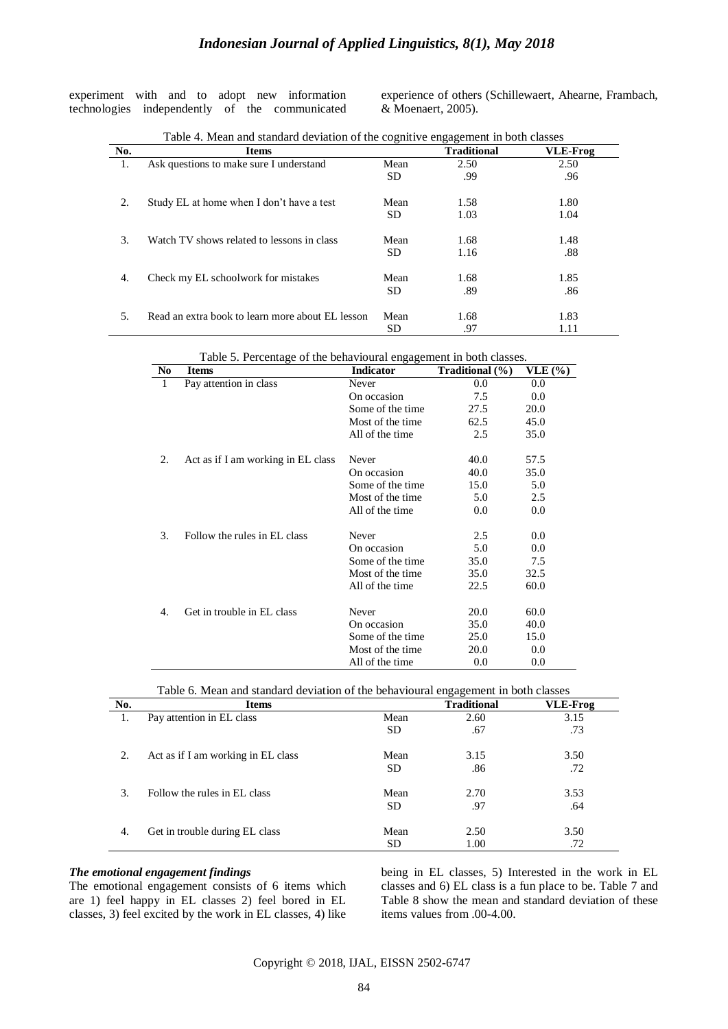experiment with and to adopt new information technologies independently of the communicated experience of others (Schillewaert, Ahearne, Frambach, & Moenaert, 2005).

Table 4. Mean and standard deviation of the cognitive engagement in both classes

| No. | Items | | Traditional | VLE-Frog |
|---|---|---|---|---|
| 1. | Ask questions to make sure I understand | Mean | 2.50 | 2.50 |
| | | SD | .99 | .96 |
| 2. | Study EL at home when I don't have a test | Mean | 1.58 | 1.80 |
| | | SD | 1.03 | 1.04 |
| 3. | Watch TV shows related to lessons in class | Mean | 1.68 | 1.48 |
| | | SD | 1.16 | .88 |
| 4. | Check my EL schoolwork for mistakes | Mean | 1.68 | 1.85 |
| | | SD | .89 | .86 |
| 5. | Read an extra book to learn more about EL lesson | Mean | 1.68 | 1.83 |
| | | SD | .97 | 1.11 |

Table 5. Percentage of the behavioural engagement in both classes.

| No | Items | Indicator | Traditional (%) | VLE (%) |
|---|---|---|---|---|
| 1 | Pay attention in class | Never | 0.0 | 0.0 |
| | | On occasion | 7.5 | 0.0 |
| | | Some of the time | 27.5 | 20.0 |
| | | Most of the time | 62.5 | 45.0 |
| | | All of the time | 2.5 | 35.0 |
| 2. | Act as if I am working in EL class | Never | 40.0 | 57.5 |
| | | On occasion | 40.0 | 35.0 |
| | | Some of the time | 15.0 | 5.0 |
| | | Most of the time | 5.0 | 2.5 |
| | | All of the time | 0.0 | 0.0 |
| 3. | Follow the rules in EL class | Never | 2.5 | 0.0 |
| | | On occasion | 5.0 | 0.0 |
| | | Some of the time | 35.0 | 7.5 |
| | | Most of the time | 35.0 | 32.5 |
| | | All of the time | 22.5 | 60.0 |
| 4. | Get in trouble in EL class | Never | 20.0 | 60.0 |
| | | On occasion | 35.0 | 40.0 |
| | | Some of the time | 25.0 | 15.0 |
| | | Most of the time | 20.0 | 0.0 |
| | | All of the time | 0.0 | 0.0 |

Table 6. Mean and standard deviation of the behavioural engagement in both classes

| No. | Items | | Traditional | VLE-Frog |
|---|---|---|---|---|
| 1. | Pay attention in EL class | Mean | 2.60 | 3.15 |
| | | SD | .67 | .73 |
| 2. | Act as if I am working in EL class | Mean | 3.15 | 3.50 |
| | | SD | .86 | .72 |
| 3. | Follow the rules in EL class | Mean | 2.70 | 3.53 |
| | | SD | .97 | .64 |
| 4. | Get in trouble during EL class | Mean | 2.50 | 3.50 |
| | | SD | 1.00 | .72 |

### *The emotional engagement findings*

The emotional engagement consists of 6 items which are 1) feel happy in EL classes 2) feel bored in EL classes, 3) feel excited by the work in EL classes, 4) like being in EL classes, 5) Interested in the work in EL classes and 6) EL class is a fun place to be. Table 7 and Table 8 show the mean and standard deviation of these items values from .00-4.00.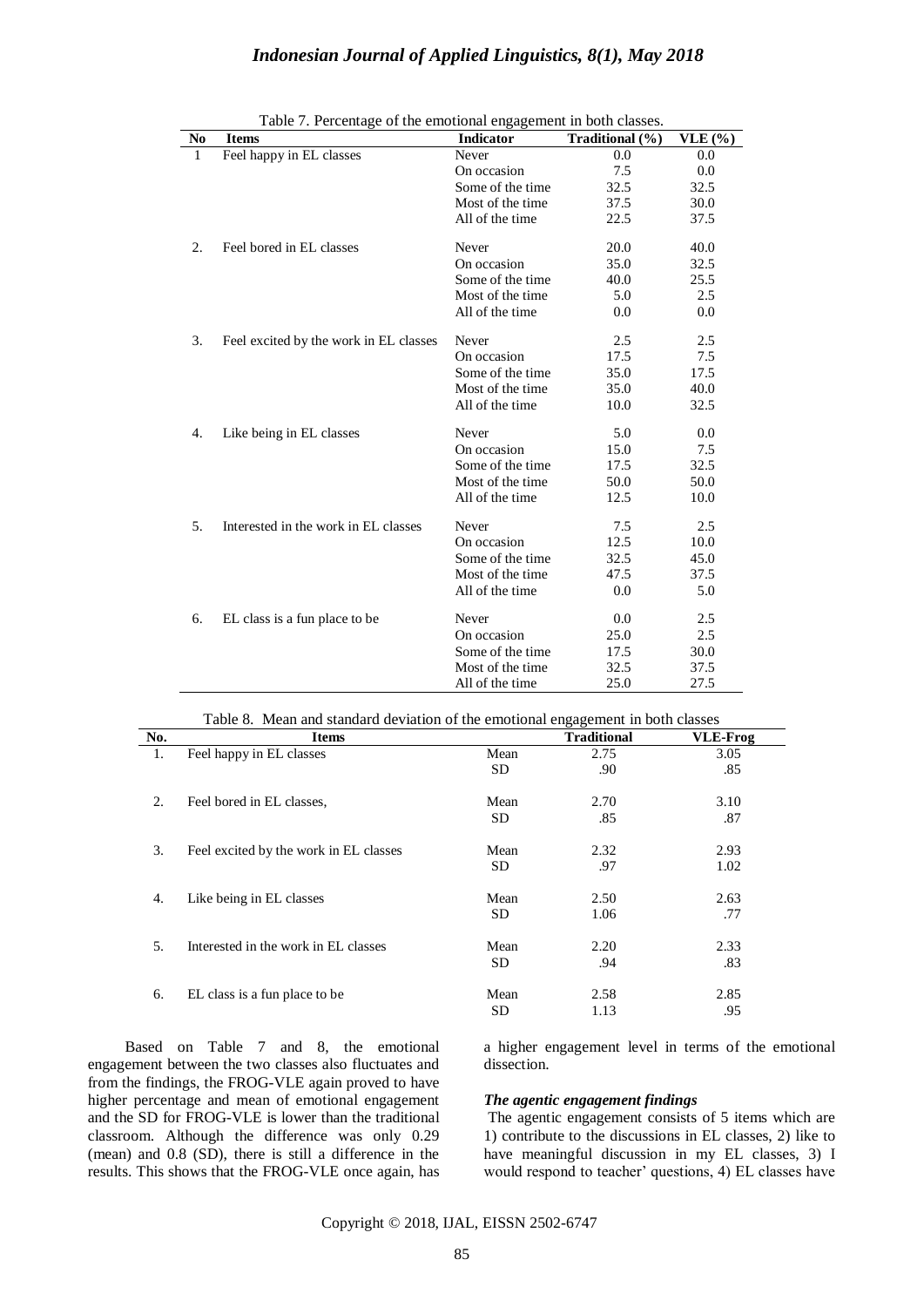Table 7. Percentage of the emotional engagement in both classes.

| No | Items | Indicator | Traditional (%) | VLE (%) |
|---|---|---|---|---|
| 1 | Feel happy in EL classes | Never | 0.0 | 0.0 |
| | | On occasion | 7.5 | 0.0 |
| | | Some of the time | 32.5 | 32.5 |
| | | Most of the time | 37.5 | 30.0 |
| | | All of the time | 22.5 | 37.5 |
| 2. | Feel bored in EL classes | Never | 20.0 | 40.0 |
| | | On occasion | 35.0 | 32.5 |
| | | Some of the time | 40.0 | 25.5 |
| | | Most of the time | 5.0 | 2.5 |
| | | All of the time | 0.0 | 0.0 |
| 3. | Feel excited by the work in EL classes | Never | 2.5 | 2.5 |
| | | On occasion | 17.5 | 7.5 |
| | | Some of the time | 35.0 | 17.5 |
| | | Most of the time | 35.0 | 40.0 |
| | | All of the time | 10.0 | 32.5 |
| 4. | Like being in EL classes | Never | 5.0 | 0.0 |
| | | On occasion | 15.0 | 7.5 |
| | | Some of the time | 17.5 | 32.5 |
| | | Most of the time | 50.0 | 50.0 |
| | | All of the time | 12.5 | 10.0 |
| 5. | Interested in the work in EL classes | Never | 7.5 | 2.5 |
| | | On occasion | 12.5 | 10.0 |
| | | Some of the time | 32.5 | 45.0 |
| | | Most of the time | 47.5 | 37.5 |
| | | All of the time | 0.0 | 5.0 |
| 6. | EL class is a fun place to be | Never | 0.0 | 2.5 |
| | | On occasion | 25.0 | 2.5 |
| | | Some of the time | 17.5 | 30.0 |
| | | Most of the time | 32.5 | 37.5 |
| | | All of the time | 25.0 | 27.5 |

Table 8. Mean and standard deviation of the emotional engagement in both classes

| No. | Items | | Traditional | VLE-Frog |
|---|---|---|---|---|
| 1. | Feel happy in EL classes | Mean | 2.75 | 3.05 |
| | | SD | .90 | .85 |
| 2. | Feel bored in EL classes, | Mean | 2.70 | 3.10 |
| | | SD | .85 | .87 |
| 3. | Feel excited by the work in EL classes | Mean | 2.32 | 2.93 |
| | | SD | .97 | 1.02 |
| 4. | Like being in EL classes | Mean | 2.50 | 2.63 |
| | | SD | 1.06 | .77 |
| 5. | Interested in the work in EL classes | Mean | 2.20 | 2.33 |
| | | SD | .94 | .83 |
| 6. | EL class is a fun place to be | Mean | 2.58 | 2.85 |
| | | SD | 1.13 | .95 |

Based on Table 7 and 8, the emotional engagement between the two classes also fluctuates and from the findings, the FROG-VLE again proved to have higher percentage and mean of emotional engagement and the SD for FROG-VLE is lower than the traditional classroom. Although the difference was only 0.29 (mean) and 0.8 (SD), there is still a difference in the results. This shows that the FROG-VLE once again, has a higher engagement level in terms of the emotional dissection.

### *The agentic engagement findings*

The agentic engagement consists of 5 items which are 1) contribute to the discussions in EL classes, 2) like to have meaningful discussion in my EL classes, 3) I would respond to teacher' questions, 4) EL classes have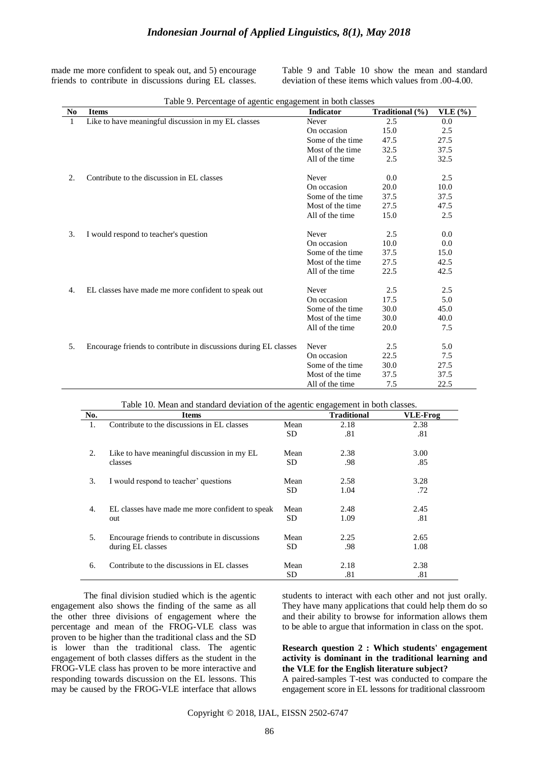made me more confident to speak out, and 5) encourage friends to contribute in discussions during EL classes. Table 9 and Table 10 show the mean and standard deviation of these items which values from .00-4.00.

Table 9. Percentage of agentic engagement in both classes

| No | Items | Indicator | Traditional (%) | VLE (%) |
|---|---|---|---|---|
| 1 | Like to have meaningful discussion in my EL classes | Never | 2.5 | 0.0 |
| | | On occasion | 15.0 | 2.5 |
| | | Some of the time | 47.5 | 27.5 |
| | | Most of the time | 32.5 | 37.5 |
| | | All of the time | 2.5 | 32.5 |
| 2. | Contribute to the discussion in EL classes | Never | 0.0 | 2.5 |
| | | On occasion | 20.0 | 10.0 |
| | | Some of the time | 37.5 | 37.5 |
| | | Most of the time | 27.5 | 47.5 |
| | | All of the time | 15.0 | 2.5 |
| 3. | I would respond to teacher's question | Never | 2.5 | 0.0 |
| | | On occasion | 10.0 | 0.0 |
| | | Some of the time | 37.5 | 15.0 |
| | | Most of the time | 27.5 | 42.5 |
| | | All of the time | 22.5 | 42.5 |
| 4. | EL classes have made me more confident to speak out | Never | 2.5 | 2.5 |
| | | On occasion | 17.5 | 5.0 |
| | | Some of the time | 30.0 | 45.0 |
| | | Most of the time | 30.0 | 40.0 |
| | | All of the time | 20.0 | 7.5 |
| 5. | Encourage friends to contribute in discussions during EL classes | Never | 2.5 | 5.0 |
| | | On occasion | 22.5 | 7.5 |
| | | Some of the time | 30.0 | 27.5 |
| | | Most of the time | 37.5 | 37.5 |
| | | All of the time | 7.5 | 22.5 |

Table 10. Mean and standard deviation of the agentic engagement in both classes.

| No. | Items | | Traditional | VLE-Frog |
|---|---|---|---|---|
| 1. | Contribute to the discussions in EL classes | Mean | 2.18 | 2.38 |
| | | SD | .81 | .81 |
| 2. | Like to have meaningful discussion in my EL classes | Mean | 2.38 | 3.00 |
| | | SD | .98 | .85 |
| 3. | I would respond to teacher' questions | Mean | 2.58 | 3.28 |
| | | SD | 1.04 | .72 |
| 4. | EL classes have made me more confident to speak out | Mean | 2.48 | 2.45 |
| | | SD | 1.09 | .81 |
| 5. | Encourage friends to contribute in discussions during EL classes | Mean | 2.25 | 2.65 |
| | | SD | .98 | 1.08 |
| 6. | Contribute to the discussions in EL classes | Mean | 2.18 | 2.38 |
| | | SD | .81 | .81 |

The final division studied which is the agentic engagement also shows the finding of the same as all the other three divisions of engagement where the percentage and mean of the FROG-VLE class was proven to be higher than the traditional class and the SD is lower than the traditional class. The agentic engagement of both classes differs as the student in the FROG-VLE class has proven to be more interactive and responding towards discussion on the EL lessons. This may be caused by the FROG-VLE interface that allows students to interact with each other and not just orally. They have many applications that could help them do so and their ability to browse for information allows them to be able to argue that information in class on the spot.

**Research question 2 : Which students' engagement activity is dominant in the traditional learning and the VLE for the English literature subject?**

A paired-samples T-test was conducted to compare the engagement score in EL lessons for traditional classroom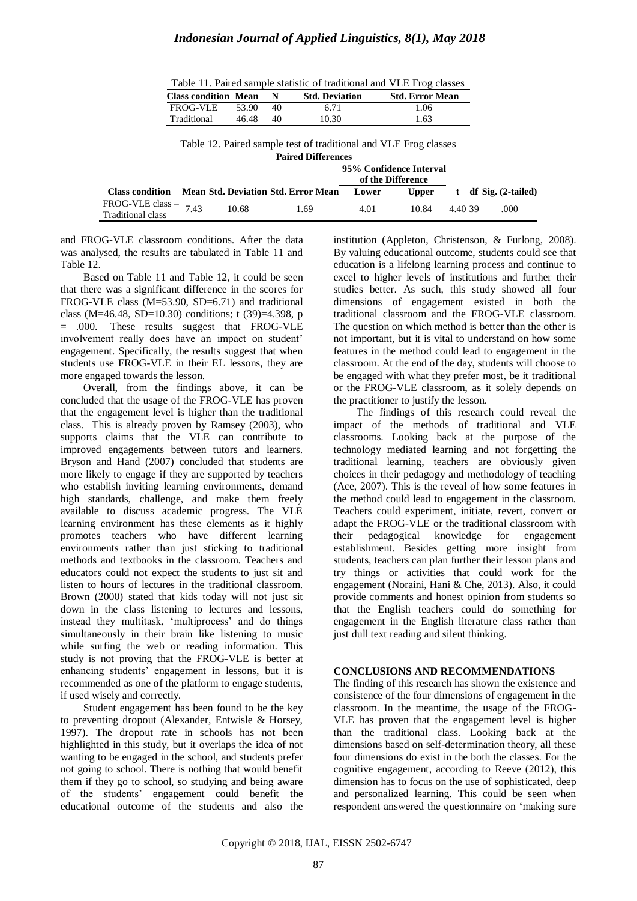Table 11. Paired sample statistic of traditional and VLE Frog classes

| Class condition | Mean | N | Std. Deviation | Std. Error Mean |
|---|---|---|---|---|
| FROG-VLE | 53.90 | 40 | 6.71 | 1.06 |
| Traditional | 46.48 | 40 | 10.30 | 1.63 |

Table 12. Paired sample test of traditional and VLE Frog classes

| | Paired Differences | | | | | | | |
|---|---|---|---|---|---|---|---|---|
| | | | | 95% Confidence Interval of the Difference | | | | |
| Class condition | Mean | Std. Deviation | Std. Error Mean | Lower | Upper | t | df | Sig. (2-tailed) |
| FROG-VLE class – Traditional class | 7.43 | 10.68 | 1.69 | 4.01 | 10.84 | 4.40 | 39 | .000 |

and FROG-VLE classroom conditions. After the data was analysed, the results are tabulated in Table 11 and Table 12.

Based on Table 11 and Table 12, it could be seen that there was a significant difference in the scores for FROG-VLE class (M=53.90, SD=6.71) and traditional class (M=46.48, SD=10.30) conditions; t (39)=4.398, p = .000. These results suggest that FROG-VLE involvement really does have an impact on student' engagement. Specifically, the results suggest that when students use FROG-VLE in their EL lessons, they are more engaged towards the lesson.

Overall, from the findings above, it can be concluded that the usage of the FROG-VLE has proven that the engagement level is higher than the traditional class. This is already proven by Ramsey (2003), who supports claims that the VLE can contribute to improved engagements between tutors and learners. Bryson and Hand (2007) concluded that students are more likely to engage if they are supported by teachers who establish inviting learning environments, demand high standards, challenge, and make them freely available to discuss academic progress. The VLE learning environment has these elements as it highly promotes teachers who have different learning environments rather than just sticking to traditional methods and textbooks in the classroom. Teachers and educators could not expect the students to just sit and listen to hours of lectures in the traditional classroom. Brown (2000) stated that kids today will not just sit down in the class listening to lectures and lessons, instead they multitask, 'multiprocess' and do things simultaneously in their brain like listening to music while surfing the web or reading information. This study is not proving that the FROG-VLE is better at enhancing students' engagement in lessons, but it is recommended as one of the platform to engage students, if used wisely and correctly.

Student engagement has been found to be the key to preventing dropout (Alexander, Entwisle & Horsey, 1997). The dropout rate in schools has not been highlighted in this study, but it overlaps the idea of not wanting to be engaged in the school, and students prefer not going to school. There is nothing that would benefit them if they go to school, so studying and being aware of the students' engagement could benefit the educational outcome of the students and also the institution (Appleton, Christenson, & Furlong, 2008). By valuing educational outcome, students could see that education is a lifelong learning process and continue to excel to higher levels of institutions and further their studies better. As such, this study showed all four dimensions of engagement existed in both the traditional classroom and the FROG-VLE classroom. The question on which method is better than the other is not important, but it is vital to understand on how some features in the method could lead to engagement in the classroom. At the end of the day, students will choose to be engaged with what they prefer most, be it traditional or the FROG-VLE classroom, as it solely depends on the practitioner to justify the lesson.

The findings of this research could reveal the impact of the methods of traditional and VLE classrooms. Looking back at the purpose of the technology mediated learning and not forgetting the traditional learning, teachers are obviously given choices in their pedagogy and methodology of teaching (Ace, 2007). This is the reveal of how some features in the method could lead to engagement in the classroom. Teachers could experiment, initiate, revert, convert or adapt the FROG-VLE or the traditional classroom with their pedagogical knowledge for engagement establishment. Besides getting more insight from students, teachers can plan further their lesson plans and try things or activities that could work for the engagement (Noraini, Hani & Che, 2013). Also, it could provide comments and honest opinion from students so that the English teachers could do something for engagement in the English literature class rather than just dull text reading and silent thinking.

## CONCLUSIONS AND RECOMMENDATIONS

The finding of this research has shown the existence and consistence of the four dimensions of engagement in the classroom. In the meantime, the usage of the FROG-VLE has proven that the engagement level is higher than the traditional class. Looking back at the dimensions based on self-determination theory, all these four dimensions do exist in the both the classes. For the cognitive engagement, according to Reeve (2012), this dimension has to focus on the use of sophisticated, deep and personalized learning. This could be seen when respondent answered the questionnaire on 'making sure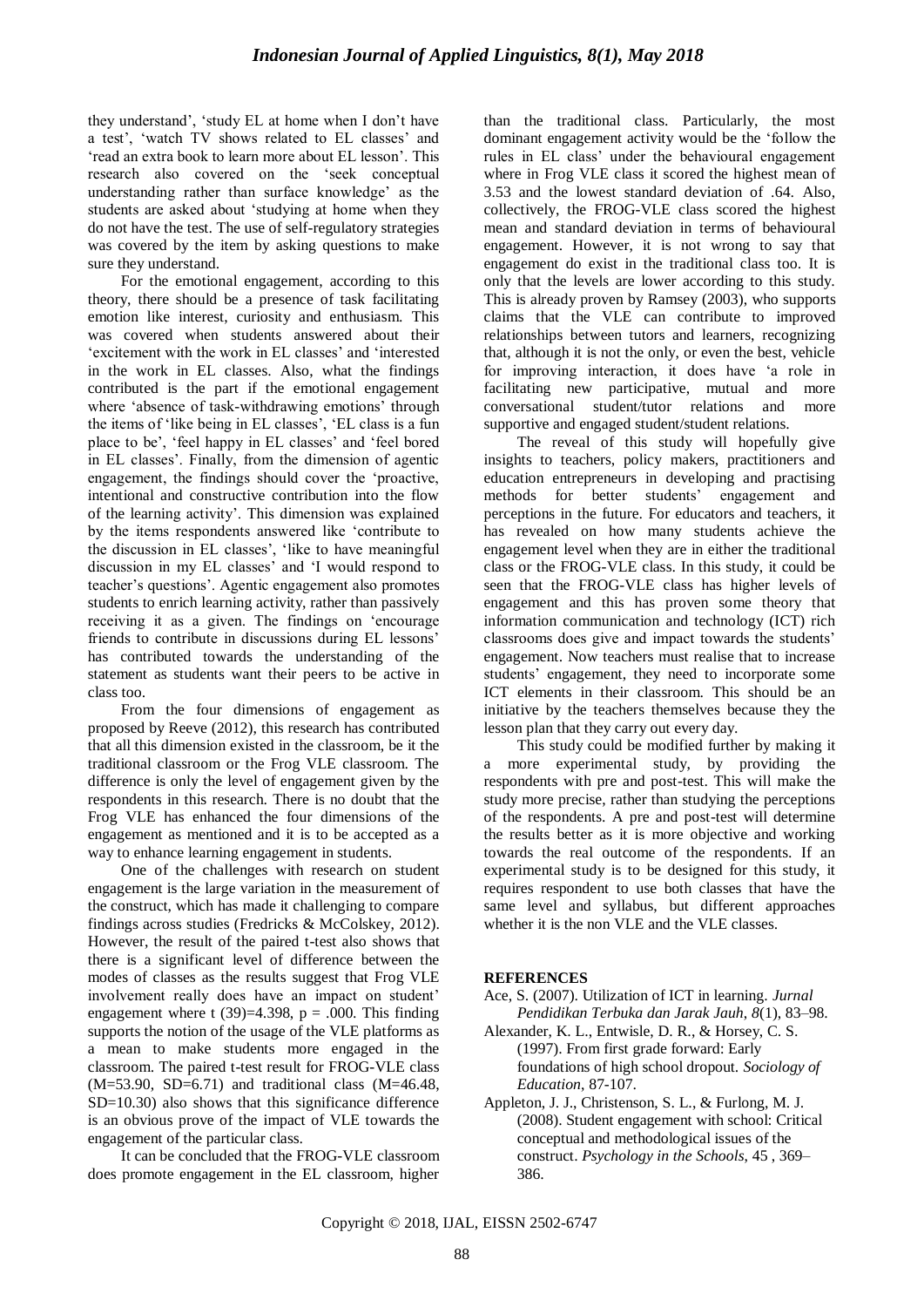they understand', 'study EL at home when I don't have a test', 'watch TV shows related to EL classes' and 'read an extra book to learn more about EL lesson'. This research also covered on the 'seek conceptual understanding rather than surface knowledge' as the students are asked about 'studying at home when they do not have the test. The use of self-regulatory strategies was covered by the item by asking questions to make sure they understand.

For the emotional engagement, according to this theory, there should be a presence of task facilitating emotion like interest, curiosity and enthusiasm. This was covered when students answered about their 'excitement with the work in EL classes' and 'interested in the work in EL classes. Also, what the findings contributed is the part if the emotional engagement where 'absence of task-withdrawing emotions' through the items of 'like being in EL classes', 'EL class is a fun place to be', 'feel happy in EL classes' and 'feel bored in EL classes'. Finally, from the dimension of agentic engagement, the findings should cover the 'proactive, intentional and constructive contribution into the flow of the learning activity'. This dimension was explained by the items respondents answered like 'contribute to the discussion in EL classes', 'like to have meaningful discussion in my EL classes' and 'I would respond to teacher's questions'. Agentic engagement also promotes students to enrich learning activity, rather than passively receiving it as a given. The findings on 'encourage friends to contribute in discussions during EL lessons' has contributed towards the understanding of the statement as students want their peers to be active in class too.

From the four dimensions of engagement as proposed by Reeve (2012), this research has contributed that all this dimension existed in the classroom, be it the traditional classroom or the Frog VLE classroom. The difference is only the level of engagement given by the respondents in this research. There is no doubt that the Frog VLE has enhanced the four dimensions of the engagement as mentioned and it is to be accepted as a way to enhance learning engagement in students.

One of the challenges with research on student engagement is the large variation in the measurement of the construct, which has made it challenging to compare findings across studies (Fredricks & McColskey, 2012). However, the result of the paired t-test also shows that there is a significant level of difference between the modes of classes as the results suggest that Frog VLE involvement really does have an impact on student' engagement where $t\ (39)=4.398$, $p = .000$. This finding supports the notion of the usage of the VLE platforms as a mean to make students more engaged in the classroom. The paired t-test result for FROG-VLE class ($M=53.90$, $SD=6.71$) and traditional class ($M=46.48$, $SD=10.30$) also shows that this significance difference is an obvious prove of the impact of VLE towards the engagement of the particular class.

It can be concluded that the FROG-VLE classroom does promote engagement in the EL classroom, higher than the traditional class. Particularly, the most dominant engagement activity would be the 'follow the rules in EL class' under the behavioural engagement where in Frog VLE class it scored the highest mean of 3.53 and the lowest standard deviation of .64. Also, collectively, the FROG-VLE class scored the highest mean and standard deviation in terms of behavioural engagement. However, it is not wrong to say that engagement do exist in the traditional class too. It is only that the levels are lower according to this study. This is already proven by Ramsey (2003), who supports claims that the VLE can contribute to improved relationships between tutors and learners, recognizing that, although it is not the only, or even the best, vehicle for improving interaction, it does have 'a role in facilitating new participative, mutual and more conversational student/tutor relations and more supportive and engaged student/student relations.

The reveal of this study will hopefully give insights to teachers, policy makers, practitioners and education entrepreneurs in developing and practising methods for better students' engagement and perceptions in the future. For educators and teachers, it has revealed on how many students achieve the engagement level when they are in either the traditional class or the FROG-VLE class. In this study, it could be seen that the FROG-VLE class has higher levels of engagement and this has proven some theory that information communication and technology (ICT) rich classrooms does give and impact towards the students' engagement. Now teachers must realise that to increase students' engagement, they need to incorporate some ICT elements in their classroom. This should be an initiative by the teachers themselves because they the lesson plan that they carry out every day.

This study could be modified further by making it a more experimental study, by providing the respondents with pre and post-test. This will make the study more precise, rather than studying the perceptions of the respondents. A pre and post-test will determine the results better as it is more objective and working towards the real outcome of the respondents. If an experimental study is to be designed for this study, it requires respondent to use both classes that have the same level and syllabus, but different approaches whether it is the non VLE and the VLE classes.

## REFERENCES

Ace, S. (2007). Utilization of ICT in learning. *Jurnal Pendidikan Terbuka dan Jarak Jauh, 8*(1), 83–98.

Alexander, K. L., Entwisle, D. R., & Horsey, C. S. (1997). From first grade forward: Early foundations of high school dropout. *Sociology of Education*, 87-107.

Appleton, J. J., Christenson, S. L., & Furlong, M. J. (2008). Student engagement with school: Critical conceptual and methodological issues of the construct. *Psychology in the Schools*, 45 , 369–386.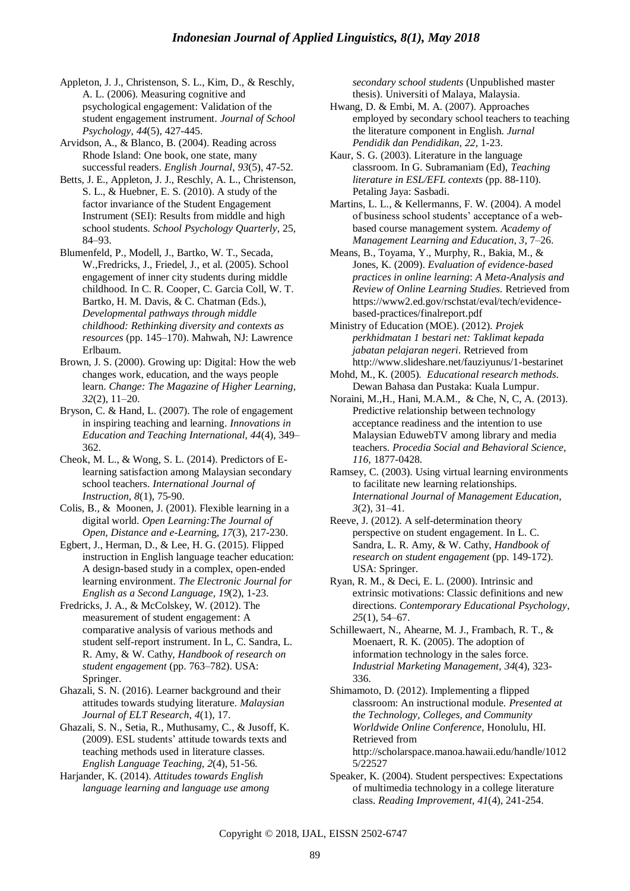Appleton, J. J., Christenson, S. L., Kim, D., & Reschly, A. L. (2006). Measuring cognitive and psychological engagement: Validation of the student engagement instrument. *Journal of School Psychology*, *44*(5), 427-445.

Arvidson, A., & Blanco, B. (2004). Reading across Rhode Island: One book, one state, many successful readers. *English Journal*, *93*(5), 47-52.

Betts, J. E., Appleton, J. J., Reschly, A. L., Christenson, S. L., & Huebner, E. S. (2010). A study of the factor invariance of the Student Engagement Instrument (SEI): Results from middle and high school students. *School Psychology Quarterly*, 25, 84–93.

Blumenfeld, P., Modell, J., Bartko, W. T., Secada, W.,Fredricks, J., Friedel, J., et al. (2005). School engagement of inner city students during middle childhood. In C. R. Cooper, C. Garcia Coll, W. T. Bartko, H. M. Davis, & C. Chatman (Eds.), *Developmental pathways through middle childhood: Rethinking diversity and contexts as resources* (pp. 145–170). Mahwah, NJ: Lawrence Erlbaum.

Brown, J. S. (2000). Growing up: Digital: How the web changes work, education, and the ways people learn. *Change: The Magazine of Higher Learning*, *32*(2), 11–20.

Bryson, C. & Hand, L. (2007). The role of engagement in inspiring teaching and learning. *Innovations in Education and Teaching International*, *44*(4), 349–362.

Cheok, M. L., & Wong, S. L. (2014). Predictors of E-learning satisfaction among Malaysian secondary school teachers. *International Journal of Instruction*, *8*(1), 75-90.

Colis, B., & Moonen, J. (2001). Flexible learning in a digital world. *Open Learning:The Journal of Open, Distance and e-Learning*, *17*(3), 217-230.

Egbert, J., Herman, D., & Lee, H. G. (2015). Flipped instruction in English language teacher education: A design-based study in a complex, open-ended learning environment. *The Electronic Journal for English as a Second Language, 19*(2), 1-23.

Fredricks, J. A., & McColskey, W. (2012). The measurement of student engagement: A comparative analysis of various methods and student self-report instrument. In L, C. Sandra, L. R. Amy, & W. Cathy, *Handbook of research on student engagement* (pp. 763–782). USA: Springer.

Ghazali, S. N. (2016). Learner background and their attitudes towards studying literature. *Malaysian Journal of ELT Research*, *4*(1), 17.

Ghazali, S. N., Setia, R., Muthusamy, C., & Jusoff, K. (2009). ESL students' attitude towards texts and teaching methods used in literature classes. *English Language Teaching*, *2*(4), 51-56.

Harjander, K. (2014). *Attitudes towards English language learning and language use among secondary school students* (Unpublished master thesis). Universiti of Malaya, Malaysia.

Hwang, D. & Embi, M. A. (2007). Approaches employed by secondary school teachers to teaching the literature component in English. *Jurnal Pendidik dan Pendidikan*, *22*, 1-23.

Kaur, S. G. (2003). Literature in the language classroom. In G. Subramaniam (Ed), *Teaching literature in ESL/EFL contexts* (pp. 88-110). Petaling Jaya: Sasbadi.

Martins, L. L., & Kellermanns, F. W. (2004). A model of business school students' acceptance of a web-based course management system. *Academy of Management Learning and Education, 3*, 7–26.

Means, B., Toyama, Y., Murphy, R., Bakia, M., & Jones, K. (2009). *Evaluation of evidence-based practices in online learning*: *A Meta-Analysis and Review of Online Learning Studies.* Retrieved from https://www2.ed.gov/rschstat/eval/tech/evidence-based-practices/finalreport.pdf

Ministry of Education (MOE). (2012). *Projek perkhidmatan 1 bestari net: Taklimat kepada jabatan pelajaran negeri*. Retrieved from http://www.slideshare.net/fauziyunus/1-bestarinet

Mohd, M., K. (2005). *Educational research methods*. Dewan Bahasa dan Pustaka: Kuala Lumpur.

Noraini, M.,H., Hani, M.A.M., & Che, N, C, A. (2013). Predictive relationship between technology acceptance readiness and the intention to use Malaysian EduwebTV among library and media teachers. *Procedia Social and Behavioral Science*, *116,* 1877-0428.

Ramsey, C. (2003). Using virtual learning environments to facilitate new learning relationships. *International Journal of Management Education*, *3*(2), 31–41.

Reeve, J. (2012). A self-determination theory perspective on student engagement. In L. C. Sandra, L. R. Amy, & W. Cathy, *Handbook of research on student engagement* (pp. 149-172). USA: Springer.

Ryan, R. M., & Deci, E. L. (2000). Intrinsic and extrinsic motivations: Classic definitions and new directions. *Contemporary Educational Psychology*, *25*(1), 54–67.

Schillewaert, N., Ahearne, M. J., Frambach, R. T., & Moenaert, R. K. (2005). The adoption of information technology in the sales force. *Industrial Marketing Management*, *34*(4), 323-336.

Shimamoto, D. (2012). Implementing a flipped classroom: An instructional module. *Presented at the Technology, Colleges, and Community Worldwide Online Conference,* Honolulu, HI. Retrieved from http://scholarspace.manoa.hawaii.edu/handle/10125/22527

Speaker, K. (2004). Student perspectives: Expectations of multimedia technology in a college literature class. *Reading Improvement*, *41*(4), 241-254.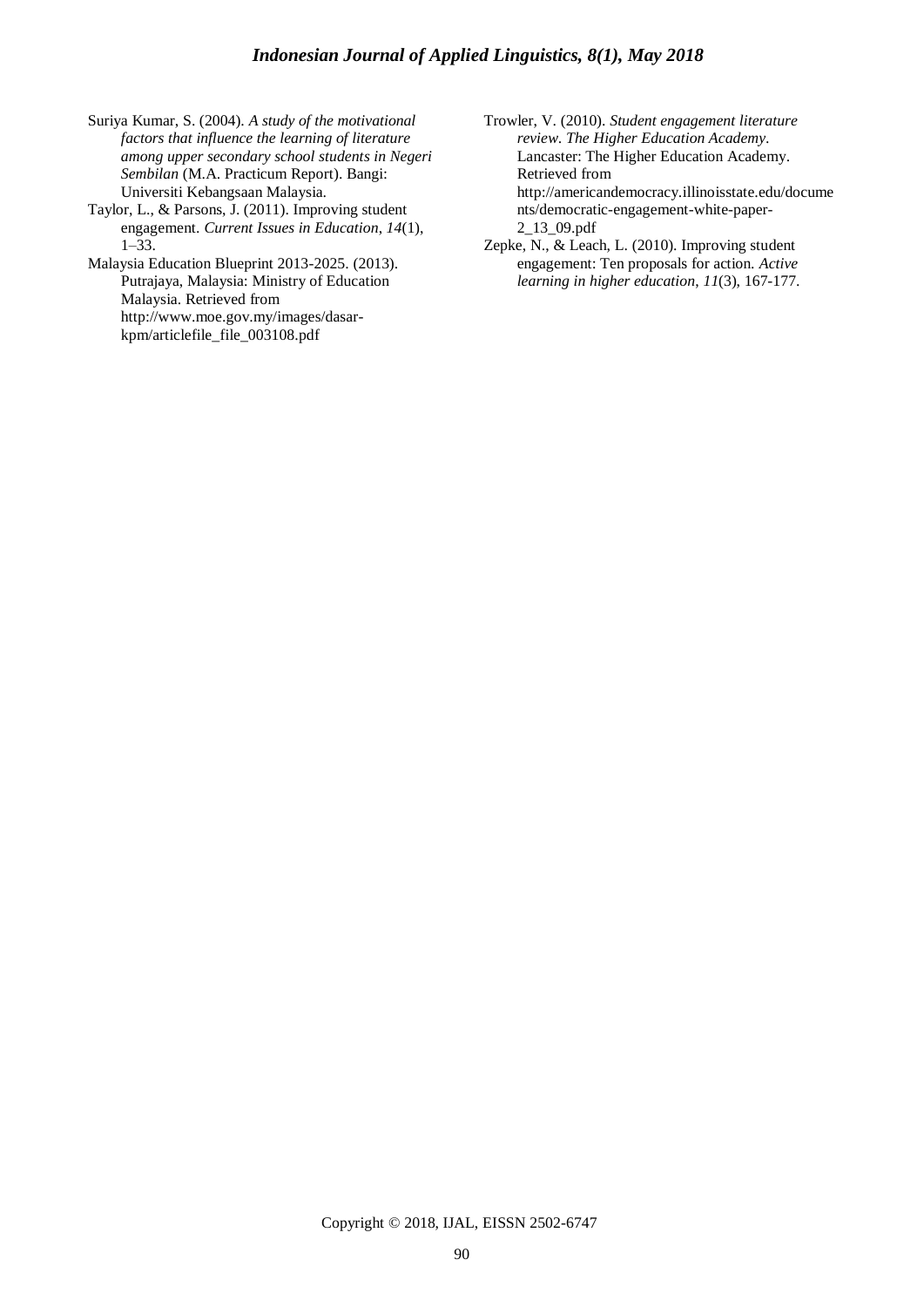Suriya Kumar, S. (2004). *A study of the motivational factors that influence the learning of literature among upper secondary school students in Negeri Sembilan* (M.A. Practicum Report). Bangi: Universiti Kebangsaan Malaysia.

Taylor, L., & Parsons, J. (2011). Improving student engagement. *Current Issues in Education*, *14*(1), 1–33.

Malaysia Education Blueprint 2013-2025. (2013). Putrajaya, Malaysia: Ministry of Education Malaysia. Retrieved from http://www.moe.gov.my/images/dasar-kpm/articlefile_file_003108.pdf

Trowler, V. (2010). *Student engagement literature review. The Higher Education Academy*. Lancaster: The Higher Education Academy. Retrieved from http://americandemocracy.illinoisstate.edu/documents/democratic-engagement-white-paper-2_13_09.pdf

Zepke, N., & Leach, L. (2010). Improving student engagement: Ten proposals for action. *Active learning in higher education*, *11*(3), 167-177.